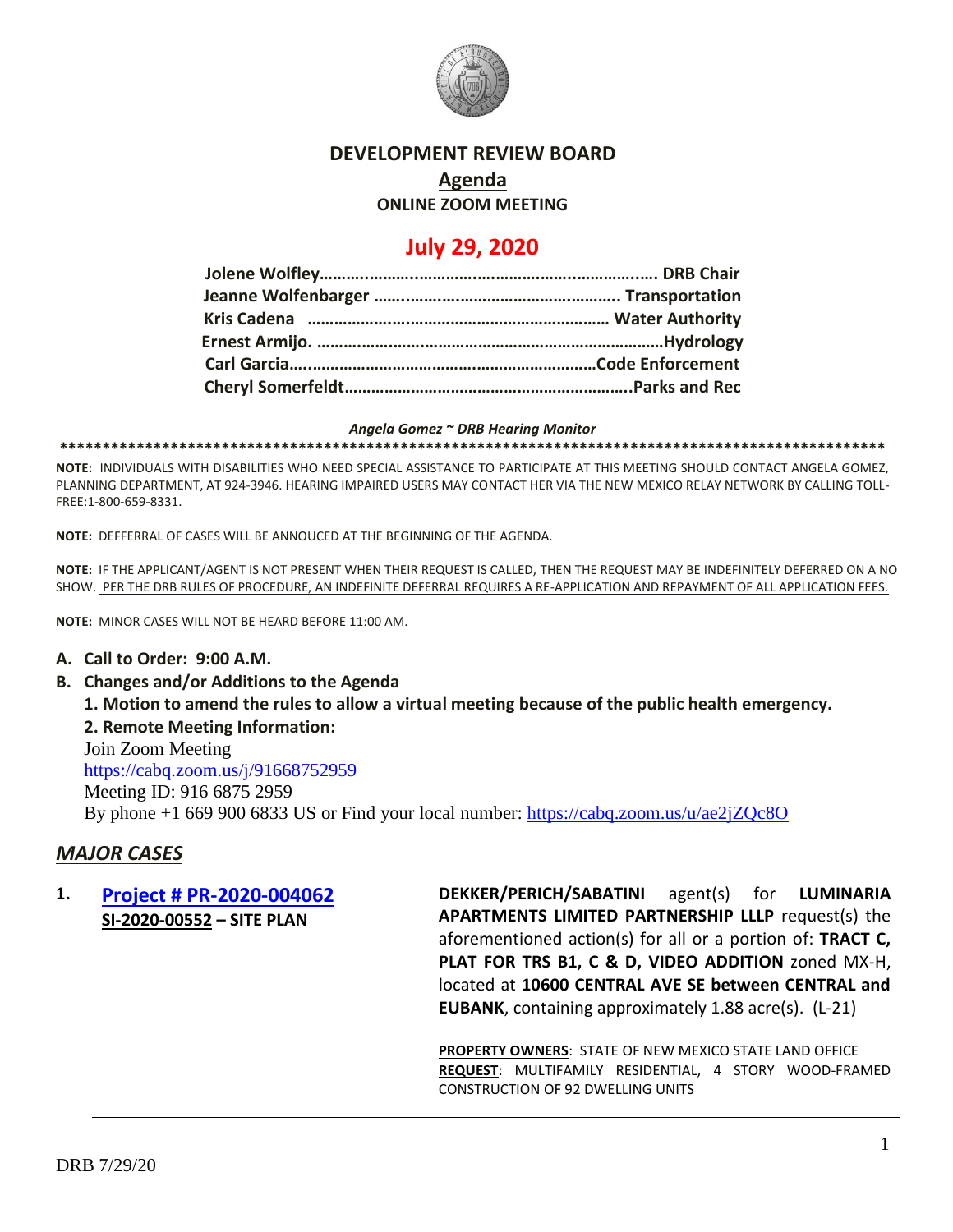# DEVELOPMENT REVIEW BOARD

## Agenda

**ONLINE ZOOM MEETING**

## July 29, 2020

**Jolene Wolfley……………………………………………………………… DRB Chair**
**Jeanne Wolfenbarger ……………………………………………… Transportation**
**Kris Cadena ……………………………………………………………… Water Authority**
**Ernest Armijo. ……………………………………………………………………Hydrology**
**Carl Garcia…………………………………………………………………Code Enforcement**
**Cheryl Somerfeldt………………………………………………………….Parks and Rec**

***Angela Gomez ~ DRB Hearing Monitor***

****************************************************************************************************

**NOTE:** INDIVIDUALS WITH DISABILITIES WHO NEED SPECIAL ASSISTANCE TO PARTICIPATE AT THIS MEETING SHOULD CONTACT ANGELA GOMEZ, PLANNING DEPARTMENT, AT 924-3946. HEARING IMPAIRED USERS MAY CONTACT HER VIA THE NEW MEXICO RELAY NETWORK BY CALLING TOLL-FREE:1-800-659-8331.

**NOTE:** DEFFERRAL OF CASES WILL BE ANNOUCED AT THE BEGINNING OF THE AGENDA.

**NOTE:** IF THE APPLICANT/AGENT IS NOT PRESENT WHEN THEIR REQUEST IS CALLED, THEN THE REQUEST MAY BE INDEFINITELY DEFERRED ON A NO SHOW. PER THE DRB RULES OF PROCEDURE, AN INDEFINITE DEFERRAL REQUIRES A RE-APPLICATION AND REPAYMENT OF ALL APPLICATION FEES.

**NOTE:** MINOR CASES WILL NOT BE HEARD BEFORE 11:00 AM.

**A. Call to Order: 9:00 A.M.**

**B. Changes and/or Additions to the Agenda**

**1. Motion to amend the rules to allow a virtual meeting because of the public health emergency.**

**2. Remote Meeting Information:**

Join Zoom Meeting
https://cabq.zoom.us/j/91668752959
Meeting ID: 916 6875 2959
By phone +1 669 900 6833 US or Find your local number: https://cabq.zoom.us/u/ae2jZQc8O

## *MAJOR CASES*

**1. Project # PR-2020-004062**
**SI-2020-00552 – SITE PLAN**

**DEKKER/PERICH/SABATINI** agent(s) for **LUMINARIA APARTMENTS LIMITED PARTNERSHIP LLLP** request(s) the aforementioned action(s) for all or a portion of: **TRACT C, PLAT FOR TRS B1, C & D, VIDEO ADDITION** zoned MX-H, located at **10600 CENTRAL AVE SE between CENTRAL and EUBANK**, containing approximately 1.88 acre(s). (L-21)

**PROPERTY OWNERS**: STATE OF NEW MEXICO STATE LAND OFFICE
**REQUEST**: MULTIFAMILY RESIDENTIAL, 4 STORY WOOD-FRAMED CONSTRUCTION OF 92 DWELLING UNITS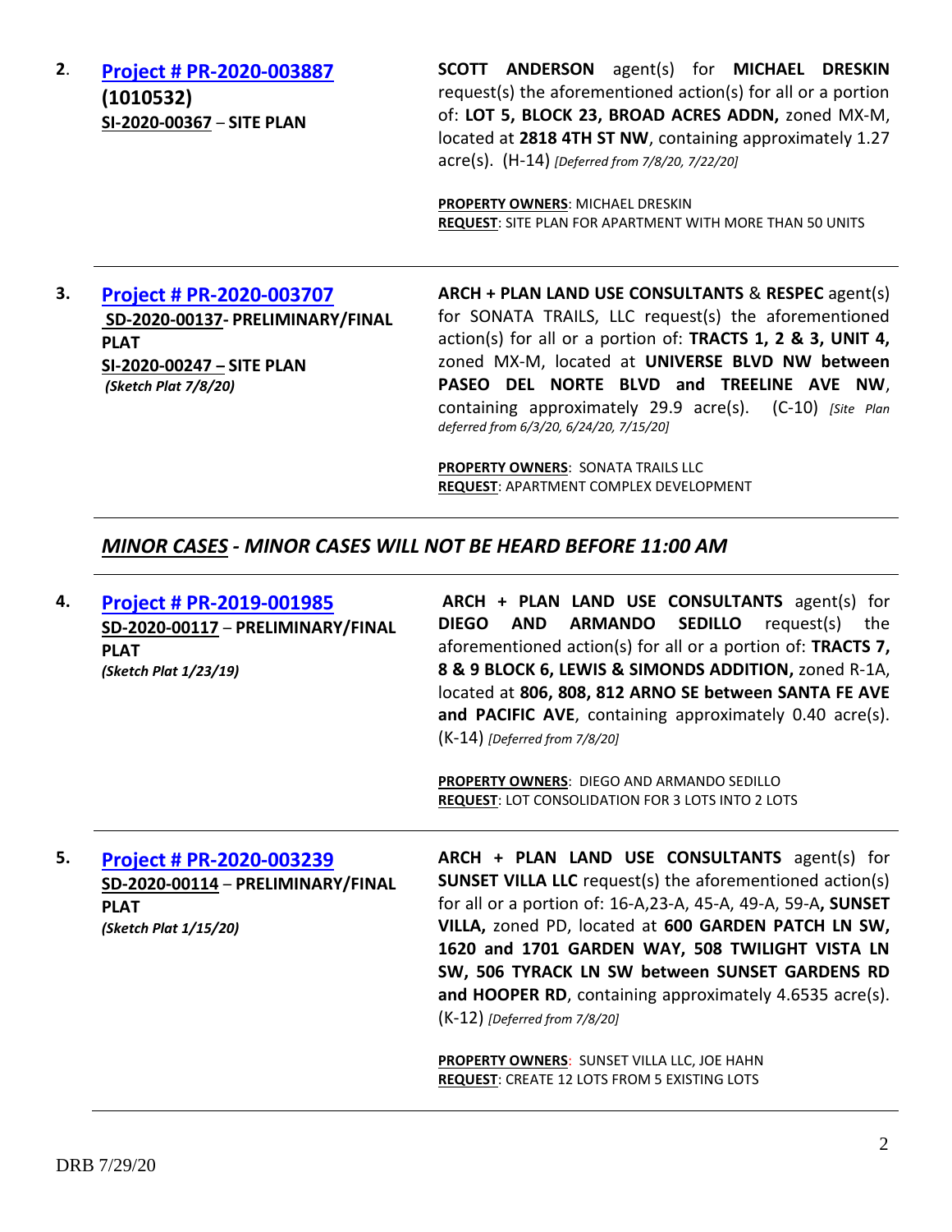**2. [Project # PR-2020-003887](#)**
**(1010532)**
**SI-2020-00367 – SITE PLAN**

**SCOTT ANDERSON** agent(s) for **MICHAEL DRESKIN** request(s) the aforementioned action(s) for all or a portion of: **LOT 5, BLOCK 23, BROAD ACRES ADDN,** zoned MX-M, located at **2818 4TH ST NW**, containing approximately 1.27 acre(s). (H-14) *[Deferred from 7/8/20, 7/22/20]*

**PROPERTY OWNERS**: MICHAEL DRESKIN
**REQUEST**: SITE PLAN FOR APARTMENT WITH MORE THAN 50 UNITS

---

**3. [Project # PR-2020-003707](#)**
**SD-2020-00137- PRELIMINARY/FINAL PLAT**
**SI-2020-00247 – SITE PLAN**
***(Sketch Plat 7/8/20)***

**ARCH + PLAN LAND USE CONSULTANTS** & **RESPEC** agent(s) for SONATA TRAILS, LLC request(s) the aforementioned action(s) for all or a portion of: **TRACTS 1, 2 & 3, UNIT 4,** zoned MX-M, located at **UNIVERSE BLVD NW between PASEO DEL NORTE BLVD and TREELINE AVE NW**, containing approximately 29.9 acre(s). (C-10) *[Site Plan deferred from 6/3/20, 6/24/20, 7/15/20]*

**PROPERTY OWNERS**: SONATA TRAILS LLC
**REQUEST**: APARTMENT COMPLEX DEVELOPMENT

---

## ***MINOR CASES - MINOR CASES WILL NOT BE HEARD BEFORE 11:00 AM***

---

**4. [Project # PR-2019-001985](#)**
**SD-2020-00117 – PRELIMINARY/FINAL PLAT**
***(Sketch Plat 1/23/19)***

**ARCH + PLAN LAND USE CONSULTANTS** agent(s) for **DIEGO AND ARMANDO SEDILLO** request(s) the aforementioned action(s) for all or a portion of: **TRACTS 7, 8 & 9 BLOCK 6, LEWIS & SIMONDS ADDITION,** zoned R-1A, located at **806, 808, 812 ARNO SE between SANTA FE AVE and PACIFIC AVE**, containing approximately 0.40 acre(s). (K-14) *[Deferred from 7/8/20]*

**PROPERTY OWNERS**: DIEGO AND ARMANDO SEDILLO
**REQUEST**: LOT CONSOLIDATION FOR 3 LOTS INTO 2 LOTS

---

**5. [Project # PR-2020-003239](#)**
**SD-2020-00114 – PRELIMINARY/FINAL PLAT**
***(Sketch Plat 1/15/20)***

**ARCH + PLAN LAND USE CONSULTANTS** agent(s) for **SUNSET VILLA LLC** request(s) the aforementioned action(s) for all or a portion of: 16-A,23-A, 45-A, 49-A, 59-A**, SUNSET VILLA,** zoned PD, located at **600 GARDEN PATCH LN SW, 1620 and 1701 GARDEN WAY, 508 TWILIGHT VISTA LN SW, 506 TYRACK LN SW between SUNSET GARDENS RD and HOOPER RD**, containing approximately 4.6535 acre(s). (K-12) *[Deferred from 7/8/20]*

**PROPERTY OWNERS**: SUNSET VILLA LLC, JOE HAHN
**REQUEST**: CREATE 12 LOTS FROM 5 EXISTING LOTS

---

DRB 7/29/20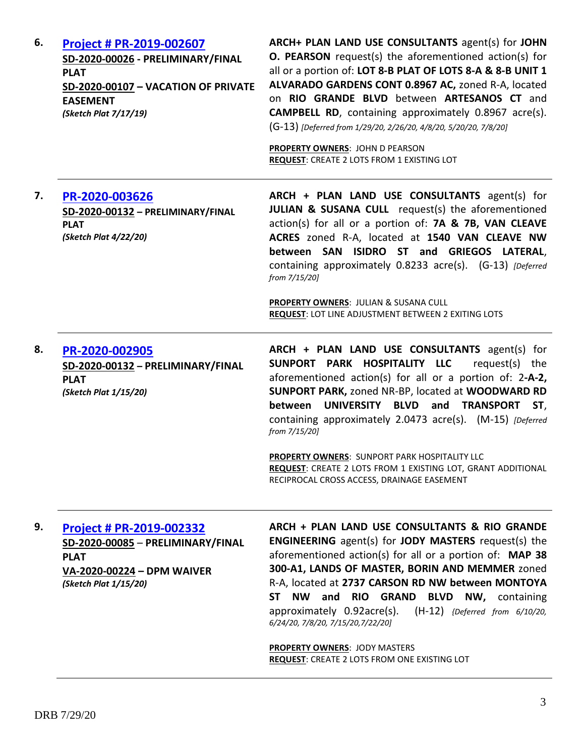6. **[Project # PR-2019-002607](#)**
**SD-2020-00026 - PRELIMINARY/FINAL PLAT**
**SD-2020-00107 – VACATION OF PRIVATE EASEMENT**
***(Sketch Plat 7/17/19)***

**ARCH+ PLAN LAND USE CONSULTANTS** agent(s) for **JOHN O. PEARSON** request(s) the aforementioned action(s) for all or a portion of: **LOT 8-B PLAT OF LOTS 8-A & 8-B UNIT 1 ALVARADO GARDENS CONT 0.8967 AC,** zoned R-A, located on **RIO GRANDE BLVD** between **ARTESANOS CT** and **CAMPBELL RD**, containing approximately 0.8967 acre(s). (G-13) *[Deferred from 1/29/20, 2/26/20, 4/8/20, 5/20/20, 7/8/20]*

**PROPERTY OWNERS**: JOHN D PEARSON
**REQUEST**: CREATE 2 LOTS FROM 1 EXISTING LOT

---

7. **[PR-2020-003626](#)**
**SD-2020-00132 – PRELIMINARY/FINAL PLAT**
***(Sketch Plat 4/22/20)***

**ARCH + PLAN LAND USE CONSULTANTS** agent(s) for **JULIAN & SUSANA CULL** request(s) the aforementioned action(s) for all or a portion of: **7A & 7B, VAN CLEAVE ACRES** zoned R-A, located at **1540 VAN CLEAVE NW between SAN ISIDRO ST and GRIEGOS LATERAL**, containing approximately 0.8233 acre(s). (G-13) *[Deferred from 7/15/20]*

**PROPERTY OWNERS**: JULIAN & SUSANA CULL
**REQUEST**: LOT LINE ADJUSTMENT BETWEEN 2 EXITING LOTS

---

8. **[PR-2020-002905](#)**
**SD-2020-00132 – PRELIMINARY/FINAL PLAT**
***(Sketch Plat 1/15/20)***

**ARCH + PLAN LAND USE CONSULTANTS** agent(s) for **SUNPORT PARK HOSPITALITY LLC** request(s) the aforementioned action(s) for all or a portion of: 2**-A-2, SUNPORT PARK,** zoned NR-BP, located at **WOODWARD RD between UNIVERSITY BLVD and TRANSPORT ST**, containing approximately 2.0473 acre(s). (M-15) *[Deferred from 7/15/20]*

**PROPERTY OWNERS**: SUNPORT PARK HOSPITALITY LLC
**REQUEST**: CREATE 2 LOTS FROM 1 EXISTING LOT, GRANT ADDITIONAL RECIPROCAL CROSS ACCESS, DRAINAGE EASEMENT

---

9. **[Project # PR-2019-002332](#)**
**SD-2020-00085 – PRELIMINARY/FINAL PLAT**
**VA-2020-00224 – DPM WAIVER**
***(Sketch Plat 1/15/20)***

**ARCH + PLAN LAND USE CONSULTANTS & RIO GRANDE ENGINEERING** agent(s) for **JODY MASTERS** request(s) the aforementioned action(s) for all or a portion of: **MAP 38 300-A1, LANDS OF MASTER, BORIN AND MEMMER** zoned R-A, located at **2737 CARSON RD NW between MONTOYA ST NW and RIO GRAND BLVD NW,** containing approximately 0.92acre(s). (H-12) *{Deferred from 6/10/20, 6/24/20, 7/8/20, 7/15/20,7/22/20]*

**PROPERTY OWNERS**: JODY MASTERS
**REQUEST**: CREATE 2 LOTS FROM ONE EXISTING LOT

---

DRB 7/29/20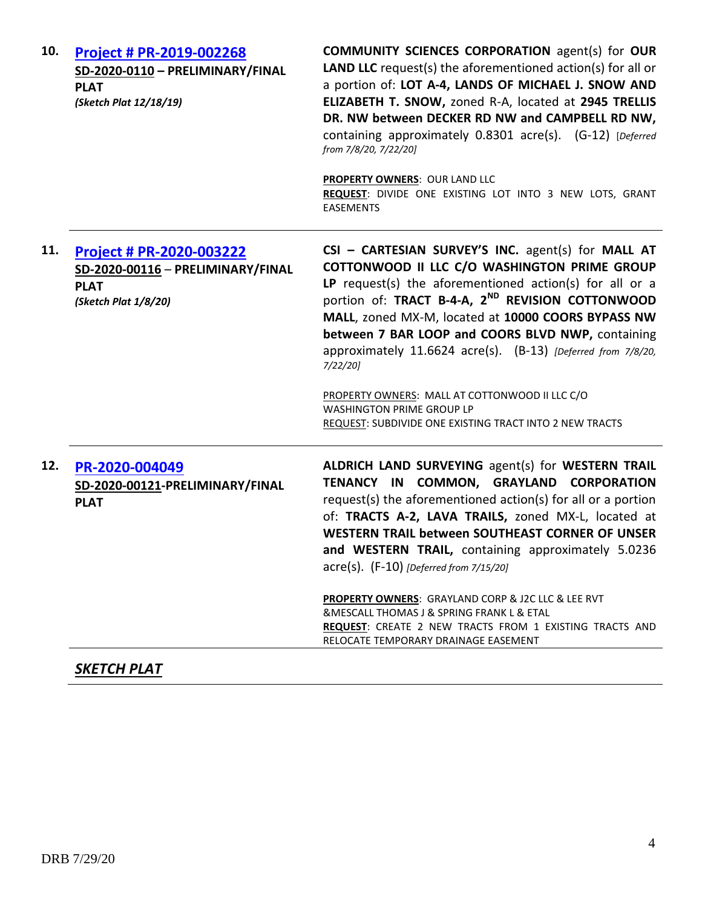**10.** **[Project # PR-2019-002268](#)**
**SD-2020-0110 – PRELIMINARY/FINAL PLAT**
***(Sketch Plat 12/18/19)***

**COMMUNITY SCIENCES CORPORATION** agent(s) for **OUR LAND LLC** request(s) the aforementioned action(s) for all or a portion of: **LOT A-4, LANDS OF MICHAEL J. SNOW AND ELIZABETH T. SNOW,** zoned R-A, located at **2945 TRELLIS DR. NW between DECKER RD NW and CAMPBELL RD NW,** containing approximately 0.8301 acre(s). (G-12) [*Deferred from 7/8/20, 7/22/20*]

**PROPERTY OWNERS**: OUR LAND LLC
**REQUEST**: DIVIDE ONE EXISTING LOT INTO 3 NEW LOTS, GRANT EASEMENTS

---

**11.** **[Project # PR-2020-003222](#)**
**SD-2020-00116 – PRELIMINARY/FINAL PLAT**
***(Sketch Plat 1/8/20)***

**CSI – CARTESIAN SURVEY'S INC.** agent(s) for **MALL AT COTTONWOOD II LLC C/O WASHINGTON PRIME GROUP LP** request(s) the aforementioned action(s) for all or a portion of: **TRACT B-4-A, 2ND REVISION COTTONWOOD MALL**, zoned MX-M, located at **10000 COORS BYPASS NW between 7 BAR LOOP and COORS BLVD NWP,** containing approximately 11.6624 acre(s). (B-13) *[Deferred from 7/8/20, 7/22/20]*

PROPERTY OWNERS: MALL AT COTTONWOOD II LLC C/O WASHINGTON PRIME GROUP LP
REQUEST: SUBDIVIDE ONE EXISTING TRACT INTO 2 NEW TRACTS

---

**12.** **[PR-2020-004049](#)**
**SD-2020-00121-PRELIMINARY/FINAL PLAT**

**ALDRICH LAND SURVEYING** agent(s) for **WESTERN TRAIL TENANCY IN COMMON, GRAYLAND CORPORATION** request(s) the aforementioned action(s) for all or a portion of: **TRACTS A-2, LAVA TRAILS,** zoned MX-L, located at **WESTERN TRAIL between SOUTHEAST CORNER OF UNSER and WESTERN TRAIL,** containing approximately 5.0236 acre(s). (F-10) *[Deferred from 7/15/20]*

**PROPERTY OWNERS**: GRAYLAND CORP & J2C LLC & LEE RVT &MESCALL THOMAS J & SPRING FRANK L & ETAL
**REQUEST**: CREATE 2 NEW TRACTS FROM 1 EXISTING TRACTS AND RELOCATE TEMPORARY DRAINAGE EASEMENT

---

## ***SKETCH PLAT***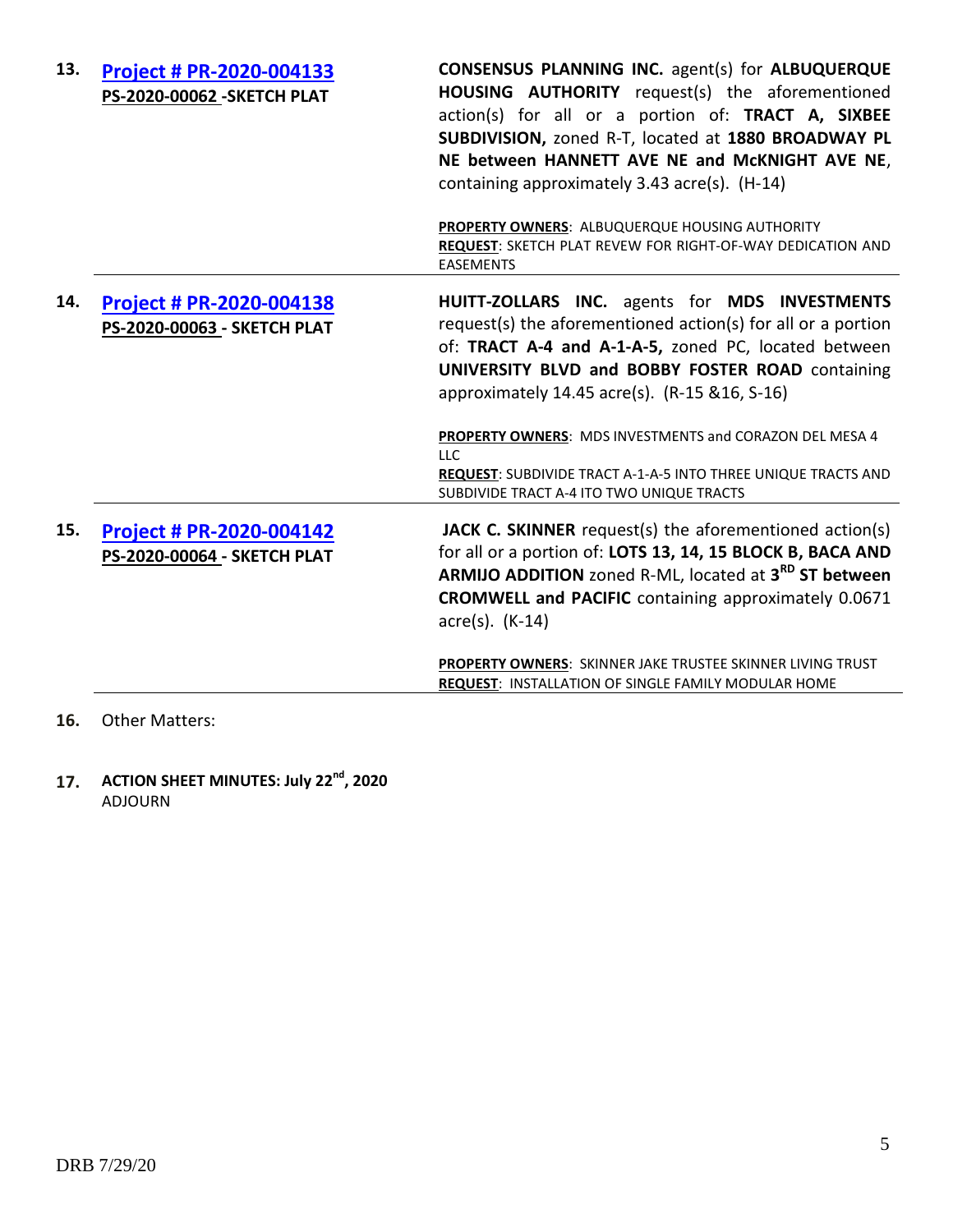| | | |
|---|---|---|
| **13.** | **[Project # PR-2020-004133](#)**<br>**PS-2020-00062 -SKETCH PLAT** | **CONSENSUS PLANNING INC.** agent(s) for **ALBUQUERQUE HOUSING AUTHORITY** request(s) the aforementioned action(s) for all or a portion of: **TRACT A, SIXBEE SUBDIVISION,** zoned R-T, located at **1880 BROADWAY PL NE between HANNETT AVE NE and McKNIGHT AVE NE**, containing approximately 3.43 acre(s). (H-14)<br><br>**PROPERTY OWNERS**: ALBUQUERQUE HOUSING AUTHORITY<br>**REQUEST**: SKETCH PLAT REVEW FOR RIGHT-OF-WAY DEDICATION AND EASEMENTS |
| **14.** | **[Project # PR-2020-004138](#)**<br>**PS-2020-00063 - SKETCH PLAT** | **HUITT-ZOLLARS INC.** agents for **MDS INVESTMENTS** request(s) the aforementioned action(s) for all or a portion of: **TRACT A-4 and A-1-A-5,** zoned PC, located between **UNIVERSITY BLVD and BOBBY FOSTER ROAD** containing approximately 14.45 acre(s). (R-15 &16, S-16)<br><br>**PROPERTY OWNERS**: MDS INVESTMENTS and CORAZON DEL MESA 4 LLC<br>**REQUEST**: SUBDIVIDE TRACT A-1-A-5 INTO THREE UNIQUE TRACTS AND SUBDIVIDE TRACT A-4 ITO TWO UNIQUE TRACTS |
| **15.** | **[Project # PR-2020-004142](#)**<br>**PS-2020-00064 - SKETCH PLAT** | **JACK C. SKINNER** request(s) the aforementioned action(s) for all or a portion of: **LOTS 13, 14, 15 BLOCK B, BACA AND ARMIJO ADDITION** zoned R-ML, located at **3RD ST between CROMWELL and PACIFIC** containing approximately 0.0671 acre(s). (K-14)<br><br>**PROPERTY OWNERS**: SKINNER JAKE TRUSTEE SKINNER LIVING TRUST<br>**REQUEST**: INSTALLATION OF SINGLE FAMILY MODULAR HOME |

**16.** Other Matters:

**17.** **ACTION SHEET MINUTES: July 22nd, 2020**
ADJOURN

DRB 7/29/20